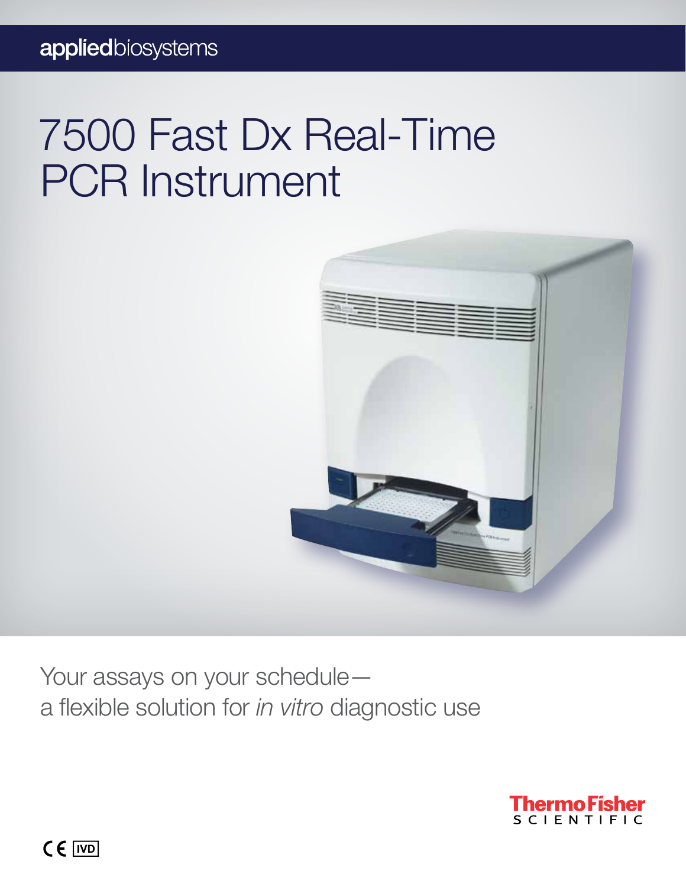appliedbiosystems

# 7500 Fast Dx Real-Time PCR Instrument

Your assays on your schedule—
a flexible solution for *in vitro* diagnostic use

ThermoFisher SCIENTIFIC

CE IVD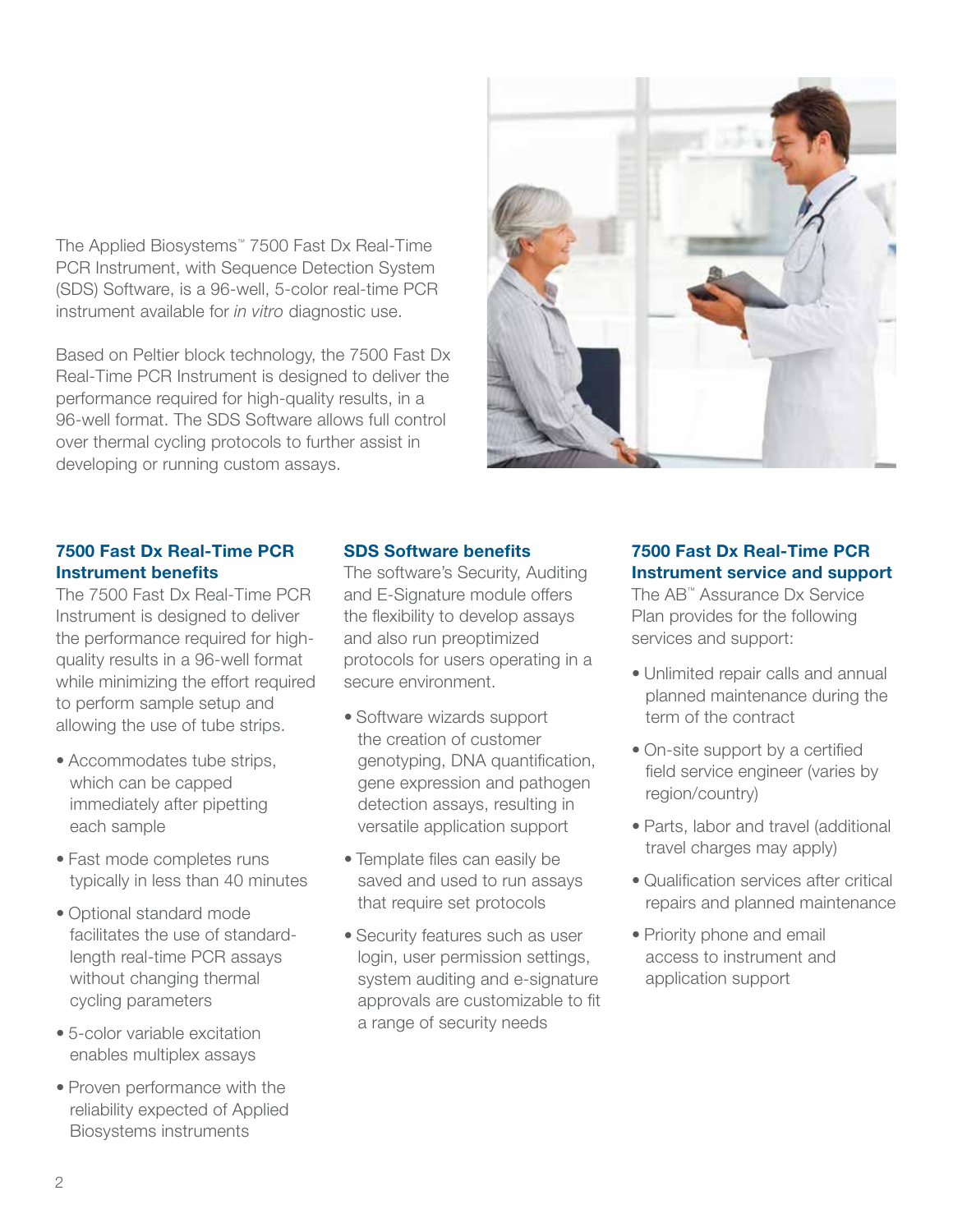The Applied Biosystems™ 7500 Fast Dx Real-Time PCR Instrument, with Sequence Detection System (SDS) Software, is a 96-well, 5-color real-time PCR instrument available for *in vitro* diagnostic use.

Based on Peltier block technology, the 7500 Fast Dx Real-Time PCR Instrument is designed to deliver the performance required for high-quality results, in a 96-well format. The SDS Software allows full control over thermal cycling protocols to further assist in developing or running custom assays.

## 7500 Fast Dx Real-Time PCR Instrument benefits

The 7500 Fast Dx Real-Time PCR Instrument is designed to deliver the performance required for high-quality results in a 96-well format while minimizing the effort required to perform sample setup and allowing the use of tube strips.

- Accommodates tube strips, which can be capped immediately after pipetting each sample
- Fast mode completes runs typically in less than 40 minutes
- Optional standard mode facilitates the use of standard-length real-time PCR assays without changing thermal cycling parameters
- 5-color variable excitation enables multiplex assays
- Proven performance with the reliability expected of Applied Biosystems instruments

## SDS Software benefits

The software's Security, Auditing and E-Signature module offers the flexibility to develop assays and also run preoptimized protocols for users operating in a secure environment.

- Software wizards support the creation of customer genotyping, DNA quantification, gene expression and pathogen detection assays, resulting in versatile application support
- Template files can easily be saved and used to run assays that require set protocols
- Security features such as user login, user permission settings, system auditing and e-signature approvals are customizable to fit a range of security needs

## 7500 Fast Dx Real-Time PCR Instrument service and support

The AB™ Assurance Dx Service Plan provides for the following services and support:

- Unlimited repair calls and annual planned maintenance during the term of the contract
- On-site support by a certified field service engineer (varies by region/country)
- Parts, labor and travel (additional travel charges may apply)
- Qualification services after critical repairs and planned maintenance
- Priority phone and email access to instrument and application support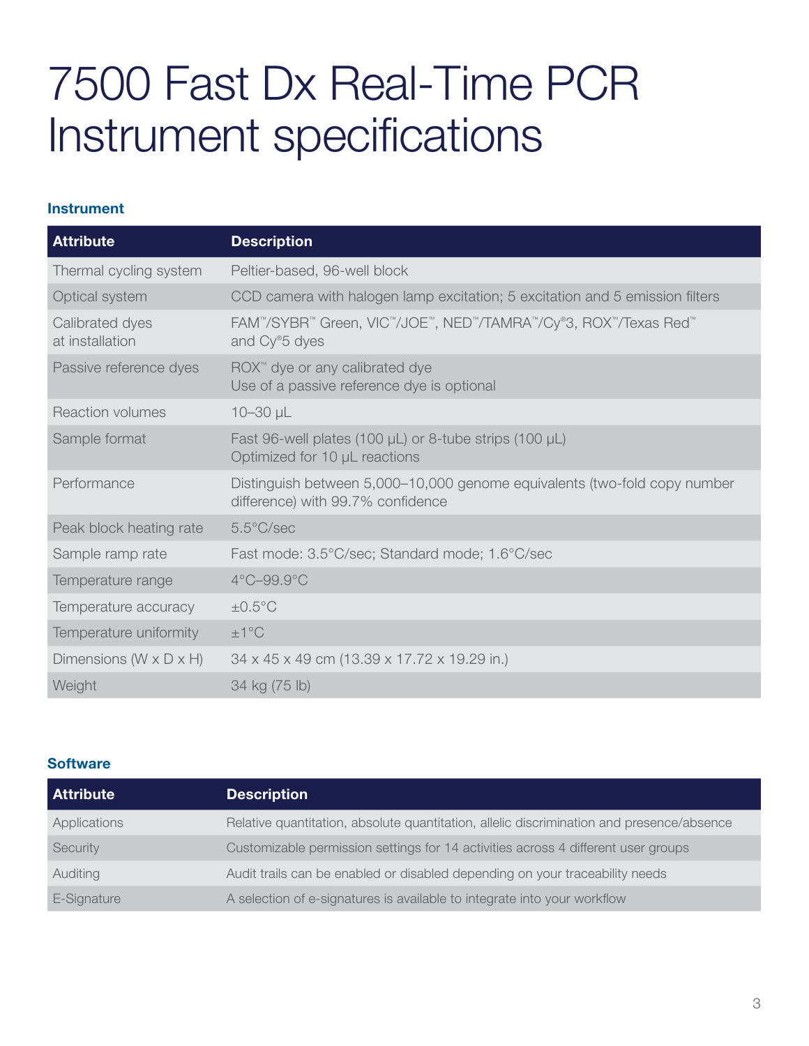# 7500 Fast Dx Real-Time PCR Instrument specifications

### Instrument

| Attribute | Description |
|---|---|
| Thermal cycling system | Peltier-based, 96-well block |
| Optical system | CCD camera with halogen lamp excitation; 5 excitation and 5 emission filters |
| Calibrated dyes at installation | FAM™/SYBR™ Green, VIC™/JOE™, NED™/TAMRA™/Cy®3, ROX™/Texas Red™ and Cy®5 dyes |
| Passive reference dyes | ROX™ dye or any calibrated dye<br>Use of a passive reference dye is optional |
| Reaction volumes | 10–30 µL |
| Sample format | Fast 96-well plates (100 µL) or 8-tube strips (100 µL)<br>Optimized for 10 µL reactions |
| Performance | Distinguish between 5,000–10,000 genome equivalents (two-fold copy number difference) with 99.7% confidence |
| Peak block heating rate | 5.5°C/sec |
| Sample ramp rate | Fast mode: 3.5°C/sec; Standard mode; 1.6°C/sec |
| Temperature range | 4°C–99.9°C |
| Temperature accuracy | ±0.5°C |
| Temperature uniformity | ±1°C |
| Dimensions (W x D x H) | 34 x 45 x 49 cm (13.39 x 17.72 x 19.29 in.) |
| Weight | 34 kg (75 lb) |

### Software

| Attribute | Description |
|---|---|
| Applications | Relative quantitation, absolute quantitation, allelic discrimination and presence/absence |
| Security | Customizable permission settings for 14 activities across 4 different user groups |
| Auditing | Audit trails can be enabled or disabled depending on your traceability needs |
| E-Signature | A selection of e-signatures is available to integrate into your workflow |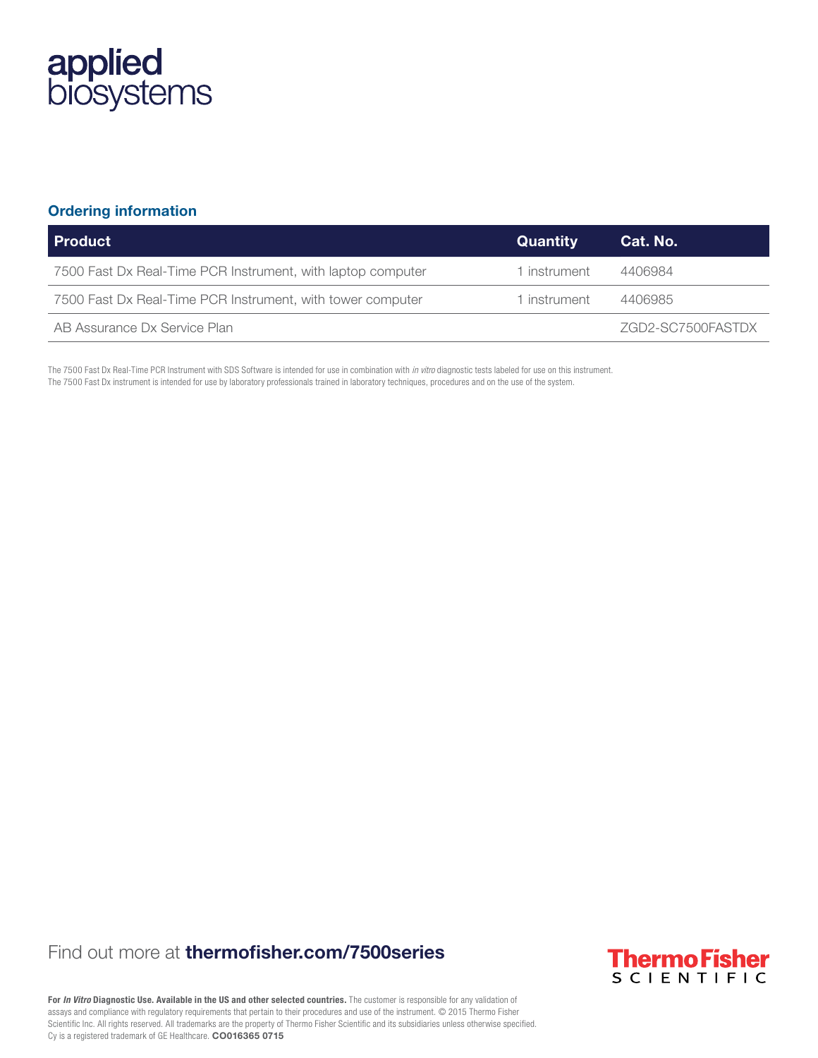applied biosystems

## Ordering information

| Product | Quantity | Cat. No. |
| --- | --- | --- |
| 7500 Fast Dx Real-Time PCR Instrument, with laptop computer | 1 instrument | 4406984 |
| 7500 Fast Dx Real-Time PCR Instrument, with tower computer | 1 instrument | 4406985 |
| AB Assurance Dx Service Plan | | ZGD2-SC7500FASTDX |

The 7500 Fast Dx Real-Time PCR Instrument with SDS Software is intended for use in combination with *in vitro* diagnostic tests labeled for use on this instrument.
The 7500 Fast Dx instrument is intended for use by laboratory professionals trained in laboratory techniques, procedures and on the use of the system.

Find out more at **thermofisher.com/7500series**

ThermoFisher SCIENTIFIC

**For *In Vitro* Diagnostic Use. Available in the US and other selected countries.** The customer is responsible for any validation of assays and compliance with regulatory requirements that pertain to their procedures and use of the instrument. © 2015 Thermo Fisher Scientific Inc. All rights reserved. All trademarks are the property of Thermo Fisher Scientific and its subsidiaries unless otherwise specified. Cy is a registered trademark of GE Healthcare. **CO016365 0715**